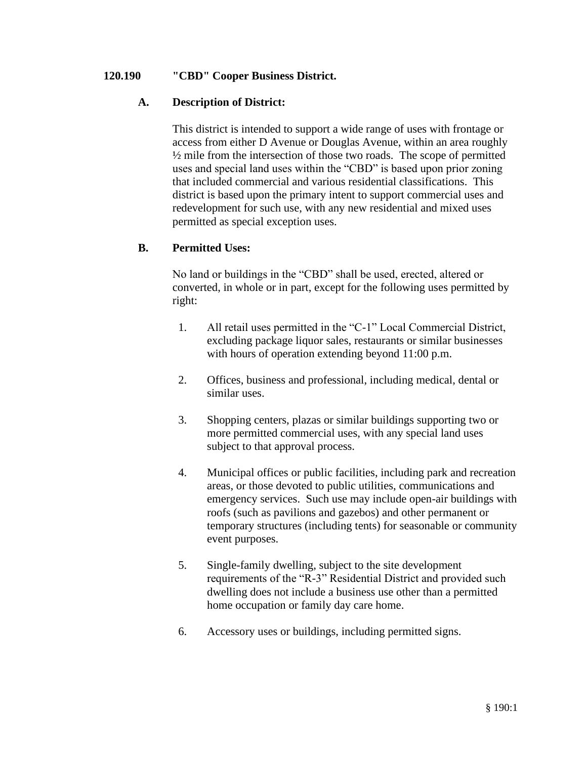## 120.190 "CBD" Cooper Business District.

### A. Description of District:

This district is intended to support a wide range of uses with frontage or access from either D Avenue or Douglas Avenue, within an area roughly ½ mile from the intersection of those two roads. The scope of permitted uses and special land uses within the "CBD" is based upon prior zoning that included commercial and various residential classifications. This district is based upon the primary intent to support commercial uses and redevelopment for such use, with any new residential and mixed uses permitted as special exception uses.

### B. Permitted Uses:

No land or buildings in the "CBD" shall be used, erected, altered or converted, in whole or in part, except for the following uses permitted by right:

1. All retail uses permitted in the "C-1" Local Commercial District, excluding package liquor sales, restaurants or similar businesses with hours of operation extending beyond 11:00 p.m.

2. Offices, business and professional, including medical, dental or similar uses.

3. Shopping centers, plazas or similar buildings supporting two or more permitted commercial uses, with any special land uses subject to that approval process.

4. Municipal offices or public facilities, including park and recreation areas, or those devoted to public utilities, communications and emergency services. Such use may include open-air buildings with roofs (such as pavilions and gazebos) and other permanent or temporary structures (including tents) for seasonable or community event purposes.

5. Single-family dwelling, subject to the site development requirements of the "R-3" Residential District and provided such dwelling does not include a business use other than a permitted home occupation or family day care home.

6. Accessory uses or buildings, including permitted signs.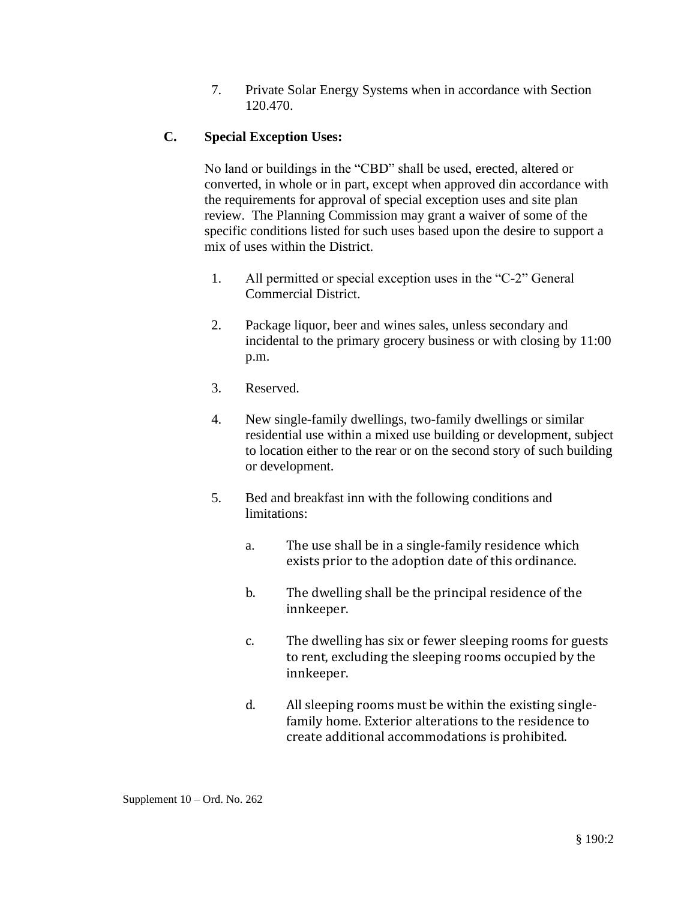7. Private Solar Energy Systems when in accordance with Section 120.470.

**C. Special Exception Uses:**

No land or buildings in the "CBD" shall be used, erected, altered or converted, in whole or in part, except when approved din accordance with the requirements for approval of special exception uses and site plan review. The Planning Commission may grant a waiver of some of the specific conditions listed for such uses based upon the desire to support a mix of uses within the District.

1. All permitted or special exception uses in the "C-2" General Commercial District.

2. Package liquor, beer and wines sales, unless secondary and incidental to the primary grocery business or with closing by 11:00 p.m.

3. Reserved.

4. New single-family dwellings, two-family dwellings or similar residential use within a mixed use building or development, subject to location either to the rear or on the second story of such building or development.

5. Bed and breakfast inn with the following conditions and limitations:

    a. The use shall be in a single-family residence which exists prior to the adoption date of this ordinance.

    b. The dwelling shall be the principal residence of the innkeeper.

    c. The dwelling has six or fewer sleeping rooms for guests to rent, excluding the sleeping rooms occupied by the innkeeper.

    d. All sleeping rooms must be within the existing single-family home. Exterior alterations to the residence to create additional accommodations is prohibited.

Supplement 10 – Ord. No. 262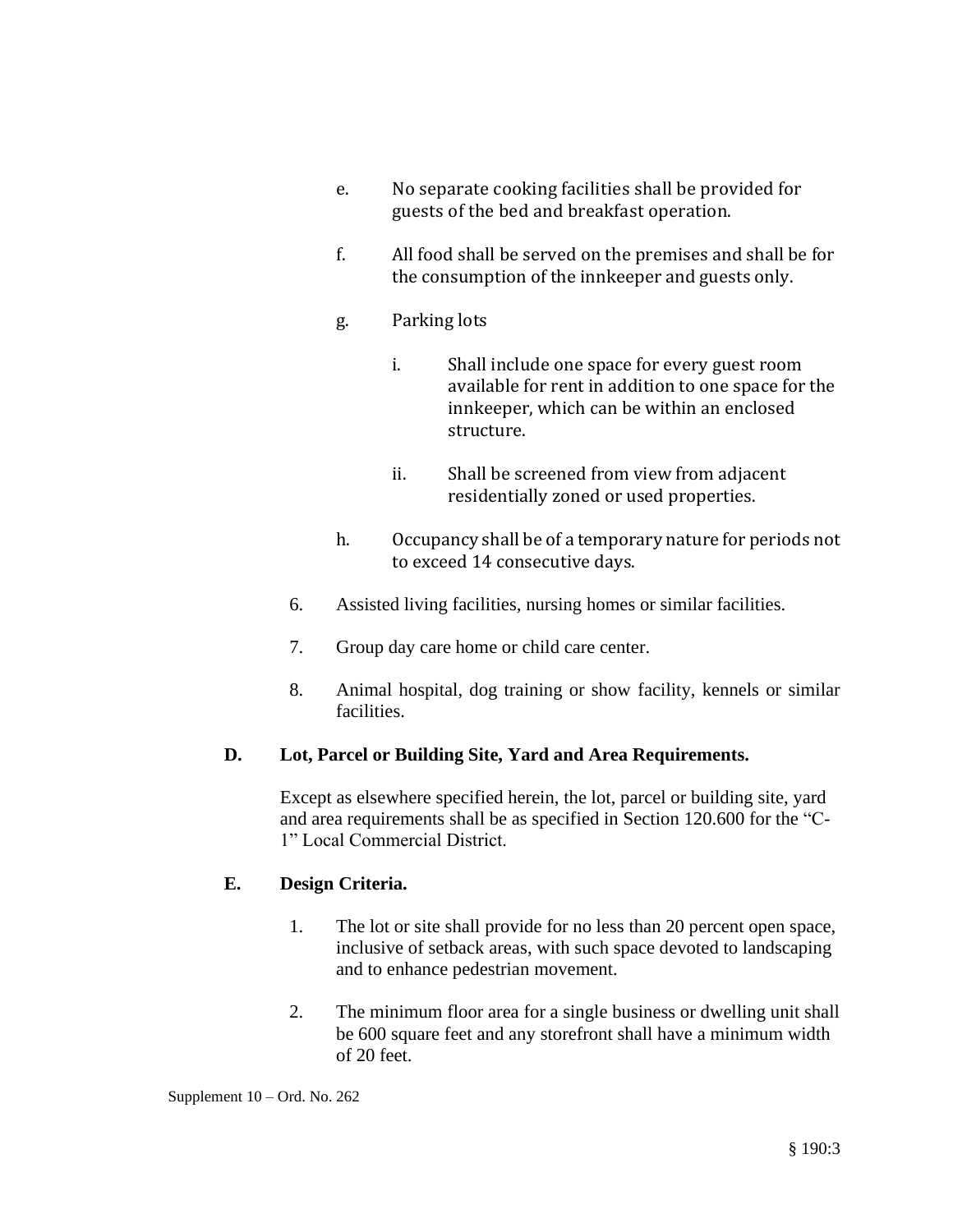e. No separate cooking facilities shall be provided for guests of the bed and breakfast operation.

f. All food shall be served on the premises and shall be for the consumption of the innkeeper and guests only.

g. Parking lots

   i. Shall include one space for every guest room available for rent in addition to one space for the innkeeper, which can be within an enclosed structure.

   ii. Shall be screened from view from adjacent residentially zoned or used properties.

h. Occupancy shall be of a temporary nature for periods not to exceed 14 consecutive days.

6. Assisted living facilities, nursing homes or similar facilities.

7. Group day care home or child care center.

8. Animal hospital, dog training or show facility, kennels or similar facilities.

**D. Lot, Parcel or Building Site, Yard and Area Requirements.**

Except as elsewhere specified herein, the lot, parcel or building site, yard and area requirements shall be as specified in Section 120.600 for the "C-1" Local Commercial District.

**E. Design Criteria.**

1. The lot or site shall provide for no less than 20 percent open space, inclusive of setback areas, with such space devoted to landscaping and to enhance pedestrian movement.

2. The minimum floor area for a single business or dwelling unit shall be 600 square feet and any storefront shall have a minimum width of 20 feet.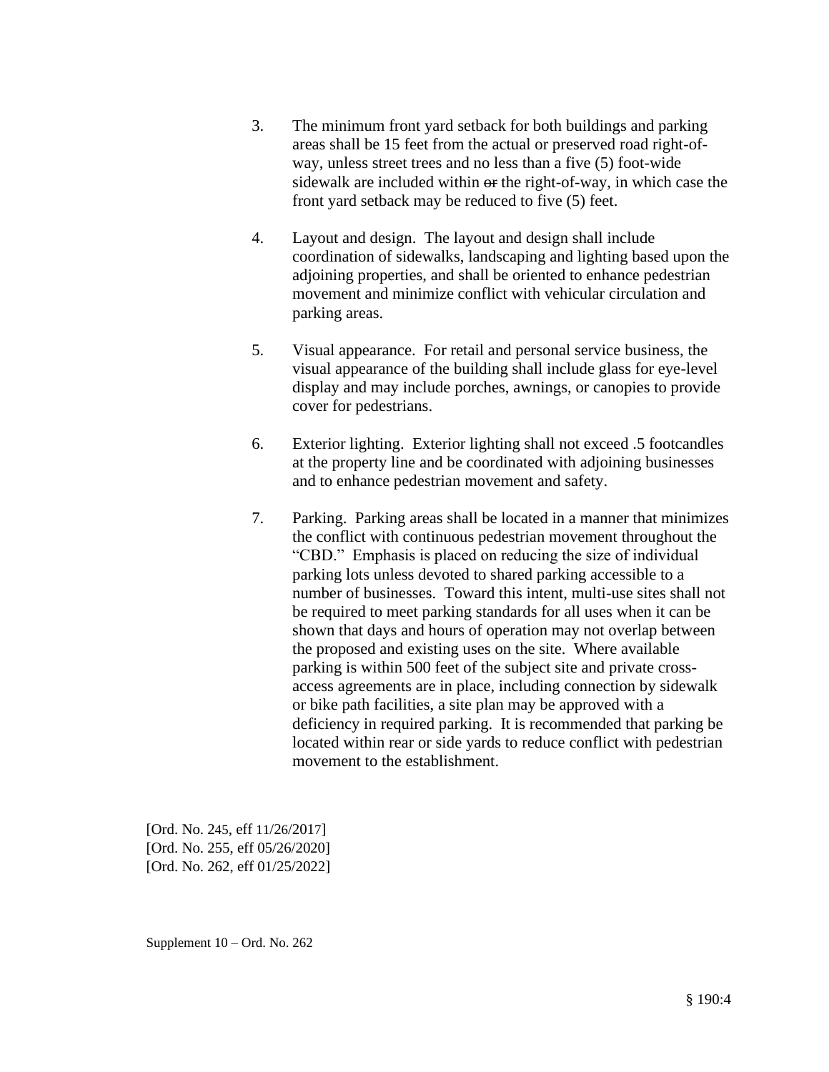3. The minimum front yard setback for both buildings and parking areas shall be 15 feet from the actual or preserved road right-of-way, unless street trees and no less than a five (5) foot-wide sidewalk are included within ~~or~~ the right-of-way, in which case the front yard setback may be reduced to five (5) feet.

4. Layout and design. The layout and design shall include coordination of sidewalks, landscaping and lighting based upon the adjoining properties, and shall be oriented to enhance pedestrian movement and minimize conflict with vehicular circulation and parking areas.

5. Visual appearance. For retail and personal service business, the visual appearance of the building shall include glass for eye-level display and may include porches, awnings, or canopies to provide cover for pedestrians.

6. Exterior lighting. Exterior lighting shall not exceed .5 footcandles at the property line and be coordinated with adjoining businesses and to enhance pedestrian movement and safety.

7. Parking. Parking areas shall be located in a manner that minimizes the conflict with continuous pedestrian movement throughout the "CBD." Emphasis is placed on reducing the size of individual parking lots unless devoted to shared parking accessible to a number of businesses. Toward this intent, multi-use sites shall not be required to meet parking standards for all uses when it can be shown that days and hours of operation may not overlap between the proposed and existing uses on the site. Where available parking is within 500 feet of the subject site and private cross-access agreements are in place, including connection by sidewalk or bike path facilities, a site plan may be approved with a deficiency in required parking. It is recommended that parking be located within rear or side yards to reduce conflict with pedestrian movement to the establishment.

[Ord. No. 245, eff 11/26/2017]
[Ord. No. 255, eff 05/26/2020]
[Ord. No. 262, eff 01/25/2022]

Supplement 10 – Ord. No. 262

§ 190:4